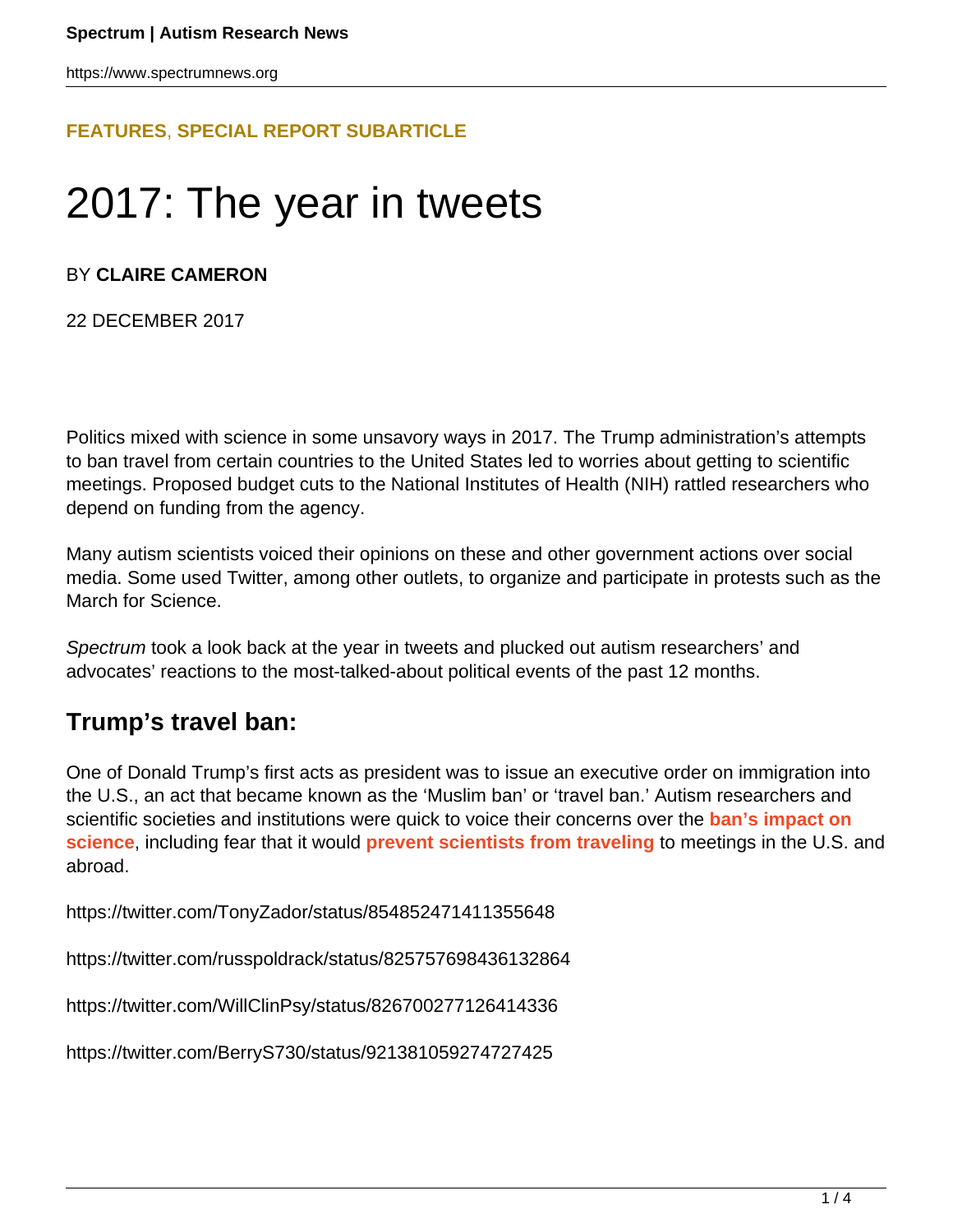FEATURES, SPECIAL REPORT SUBARTICLE

# 2017: The year in tweets

BY **CLAIRE CAMERON**

22 DECEMBER 2017

Politics mixed with science in some unsavory ways in 2017. The Trump administration's attempts to ban travel from certain countries to the United States led to worries about getting to scientific meetings. Proposed budget cuts to the National Institutes of Health (NIH) rattled researchers who depend on funding from the agency.

Many autism scientists voiced their opinions on these and other government actions over social media. Some used Twitter, among other outlets, to organize and participate in protests such as the March for Science.

*Spectrum* took a look back at the year in tweets and plucked out autism researchers' and advocates' reactions to the most-talked-about political events of the past 12 months.

## Trump's travel ban:

One of Donald Trump's first acts as president was to issue an executive order on immigration into the U.S., an act that became known as the 'Muslim ban' or 'travel ban.' Autism researchers and scientific societies and institutions were quick to voice their concerns over the **ban's impact on science**, including fear that it would **prevent scientists from traveling** to meetings in the U.S. and abroad.

https://twitter.com/TonyZador/status/854852471411355648

https://twitter.com/russpoldrack/status/825757698436132864

https://twitter.com/WillClinPsy/status/826700277126414336

https://twitter.com/BerryS730/status/921381059274727425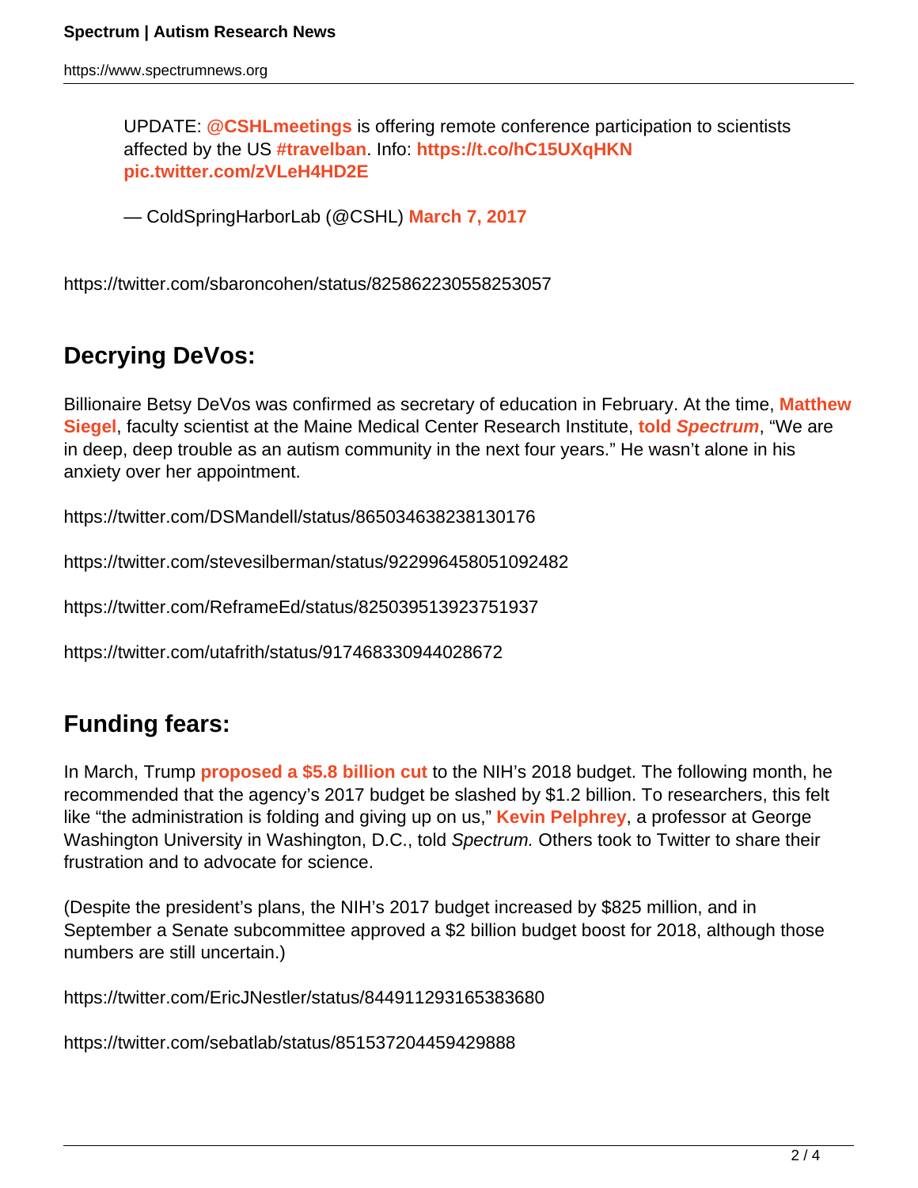> UPDATE: @CSHLmeetings is offering remote conference participation to scientists affected by the US #travelban. Info: https://t.co/hC15UXqHKN pic.twitter.com/zVLeH4HD2E
>
> — ColdSpringHarborLab (@CSHL) March 7, 2017

https://twitter.com/sbaroncohen/status/825862230558253057

## Decrying DeVos:

Billionaire Betsy DeVos was confirmed as secretary of education in February. At the time, **Matthew Siegel**, faculty scientist at the Maine Medical Center Research Institute, **told *Spectrum***, “We are in deep, deep trouble as an autism community in the next four years.” He wasn’t alone in his anxiety over her appointment.

https://twitter.com/DSMandell/status/865034638238130176

https://twitter.com/stevesilberman/status/922996458051092482

https://twitter.com/ReframeEd/status/825039513923751937

https://twitter.com/utafrith/status/917468330944028672

## Funding fears:

In March, Trump **proposed a $5.8 billion cut** to the NIH’s 2018 budget. The following month, he recommended that the agency’s 2017 budget be slashed by $1.2 billion. To researchers, this felt like “the administration is folding and giving up on us,” **Kevin Pelphrey**, a professor at George Washington University in Washington, D.C., told *Spectrum.* Others took to Twitter to share their frustration and to advocate for science.

(Despite the president’s plans, the NIH’s 2017 budget increased by $825 million, and in September a Senate subcommittee approved a $2 billion budget boost for 2018, although those numbers are still uncertain.)

https://twitter.com/EricJNestler/status/844911293165383680

https://twitter.com/sebatlab/status/851537204459429888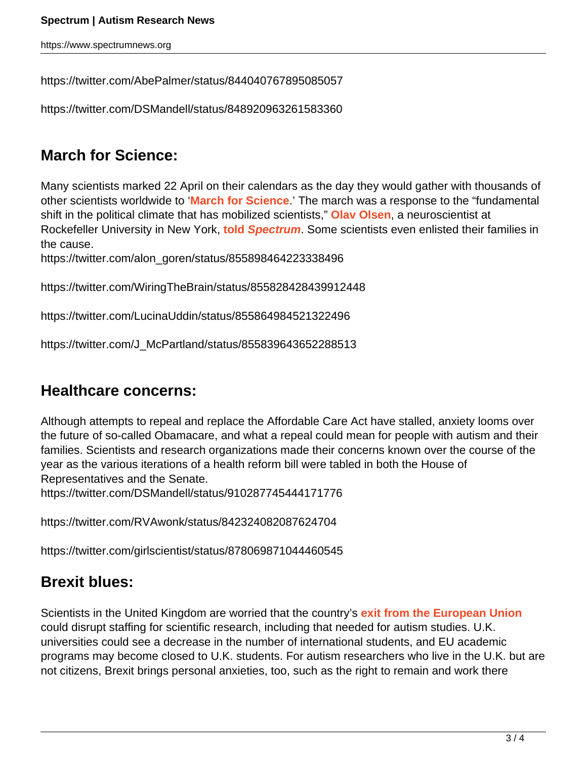https://twitter.com/AbePalmer/status/844040767895085057

https://twitter.com/DSMandell/status/848920963261583360

## March for Science:

Many scientists marked 22 April on their calendars as the day they would gather with thousands of other scientists worldwide to '**March for Science**.' The march was a response to the "fundamental shift in the political climate that has mobilized scientists," **Olav Olsen**, a neuroscientist at Rockefeller University in New York, **told *Spectrum***. Some scientists even enlisted their families in the cause.

https://twitter.com/alon_goren/status/855898464223338496

https://twitter.com/WiringTheBrain/status/855828428439912448

https://twitter.com/LucinaUddin/status/855864984521322496

https://twitter.com/J_McPartland/status/855839643652288513

## Healthcare concerns:

Although attempts to repeal and replace the Affordable Care Act have stalled, anxiety looms over the future of so-called Obamacare, and what a repeal could mean for people with autism and their families. Scientists and research organizations made their concerns known over the course of the year as the various iterations of a health reform bill were tabled in both the House of Representatives and the Senate.

https://twitter.com/DSMandell/status/910287745444171776

https://twitter.com/RVAwonk/status/842324082087624704

https://twitter.com/girlscientist/status/878069871044460545

## Brexit blues:

Scientists in the United Kingdom are worried that the country's **exit from the European Union** could disrupt staffing for scientific research, including that needed for autism studies. U.K. universities could see a decrease in the number of international students, and EU academic programs may become closed to U.K. students. For autism researchers who live in the U.K. but are not citizens, Brexit brings personal anxieties, too, such as the right to remain and work there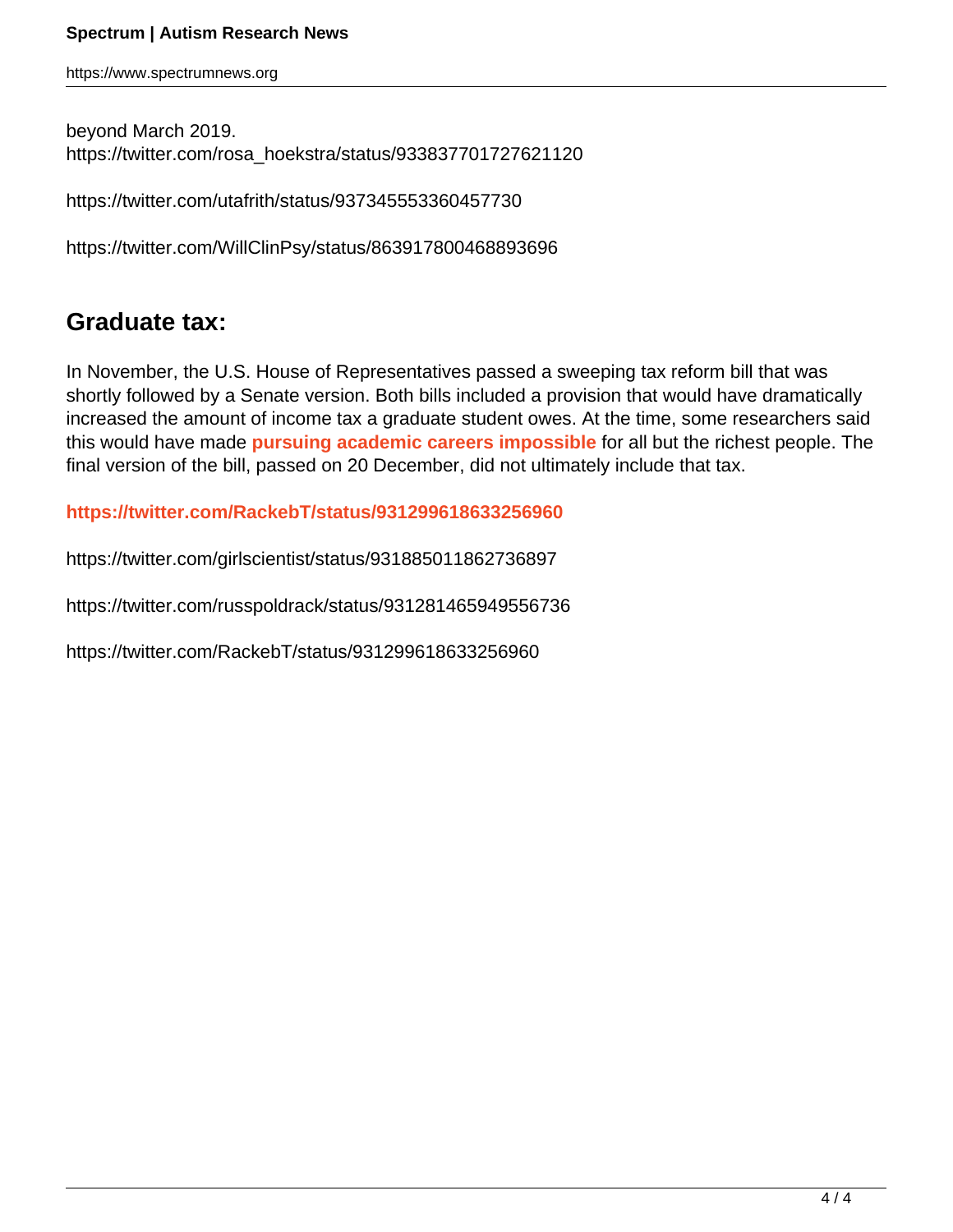beyond March 2019.
https://twitter.com/rosa_hoekstra/status/933837701727621120

https://twitter.com/utafrith/status/937345553360457730

https://twitter.com/WillClinPsy/status/863917800468893696

## Graduate tax:

In November, the U.S. House of Representatives passed a sweeping tax reform bill that was shortly followed by a Senate version. Both bills included a provision that would have dramatically increased the amount of income tax a graduate student owes. At the time, some researchers said this would have made **pursuing academic careers impossible** for all but the richest people. The final version of the bill, passed on 20 December, did not ultimately include that tax.

**https://twitter.com/RackebT/status/931299618633256960**

https://twitter.com/girlscientist/status/931885011862736897

https://twitter.com/russpoldrack/status/931281465949556736

https://twitter.com/RackebT/status/931299618633256960